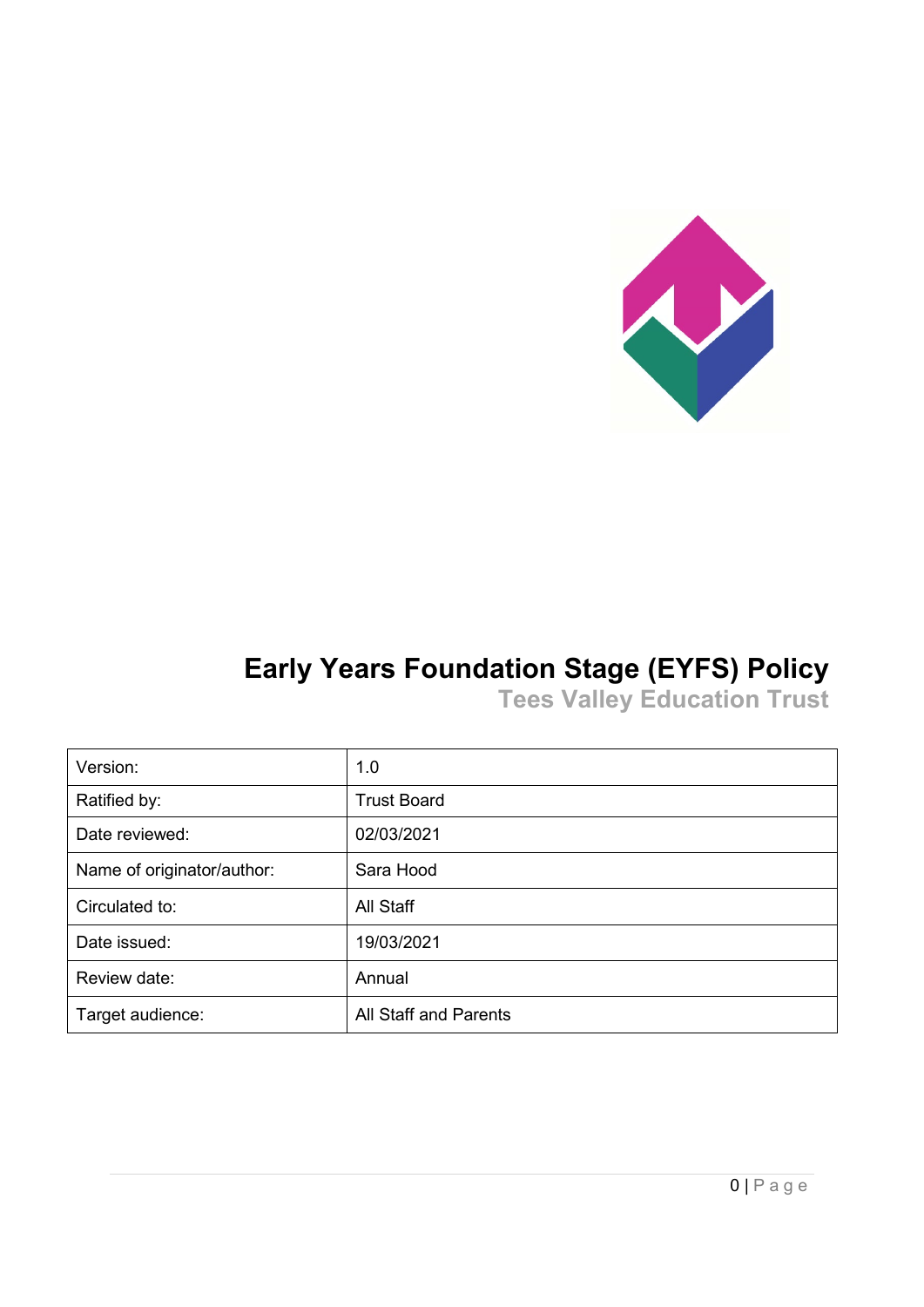# Early Years Foundation Stage (EYFS) Policy

## Tees Valley Education Trust

| | |
|---|---|
| Version: | 1.0 |
| Ratified by: | Trust Board |
| Date reviewed: | 02/03/2021 |
| Name of originator/author: | Sara Hood |
| Circulated to: | All Staff |
| Date issued: | 19/03/2021 |
| Review date: | Annual |
| Target audience: | All Staff and Parents |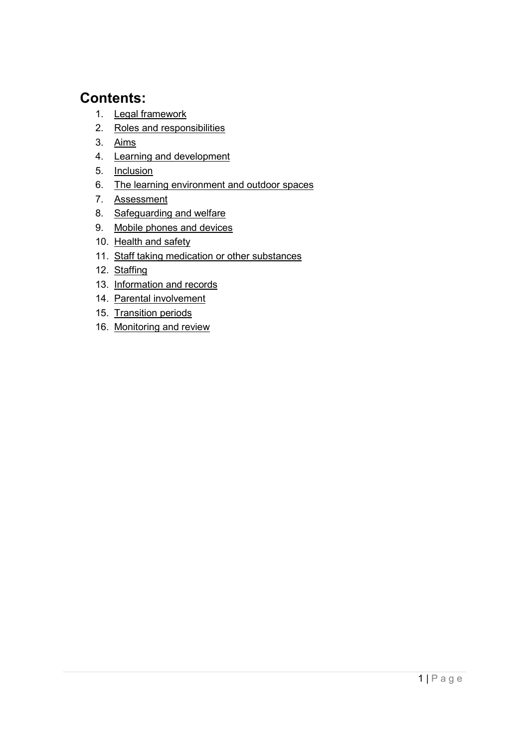## Contents:

1. Legal framework
2. Roles and responsibilities
3. Aims
4. Learning and development
5. Inclusion
6. The learning environment and outdoor spaces
7. Assessment
8. Safeguarding and welfare
9. Mobile phones and devices
10. Health and safety
11. Staff taking medication or other substances
12. Staffing
13. Information and records
14. Parental involvement
15. Transition periods
16. Monitoring and review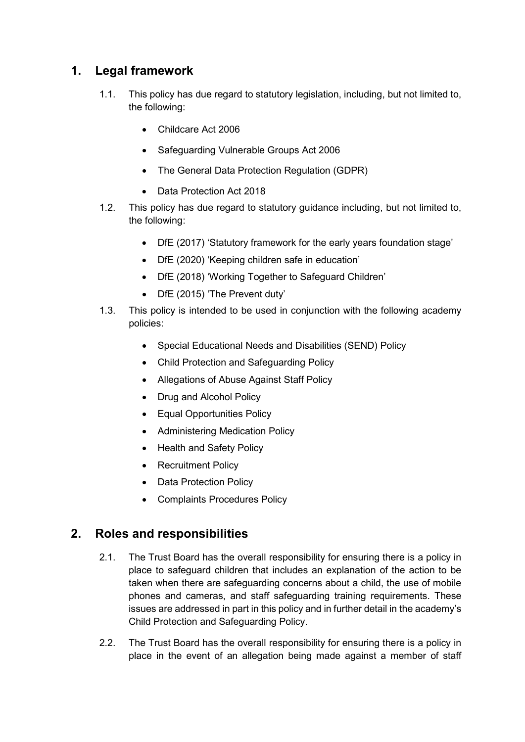## 1. Legal framework

1.1. This policy has due regard to statutory legislation, including, but not limited to, the following:

- Childcare Act 2006
- Safeguarding Vulnerable Groups Act 2006
- The General Data Protection Regulation (GDPR)
- Data Protection Act 2018

1.2. This policy has due regard to statutory guidance including, but not limited to, the following:

- DfE (2017) 'Statutory framework for the early years foundation stage'
- DfE (2020) 'Keeping children safe in education'
- DfE (2018) 'Working Together to Safeguard Children'
- DfE (2015) 'The Prevent duty'

1.3. This policy is intended to be used in conjunction with the following academy policies:

- Special Educational Needs and Disabilities (SEND) Policy
- Child Protection and Safeguarding Policy
- Allegations of Abuse Against Staff Policy
- Drug and Alcohol Policy
- Equal Opportunities Policy
- Administering Medication Policy
- Health and Safety Policy
- Recruitment Policy
- Data Protection Policy
- Complaints Procedures Policy

## 2. Roles and responsibilities

2.1. The Trust Board has the overall responsibility for ensuring there is a policy in place to safeguard children that includes an explanation of the action to be taken when there are safeguarding concerns about a child, the use of mobile phones and cameras, and staff safeguarding training requirements. These issues are addressed in part in this policy and in further detail in the academy's Child Protection and Safeguarding Policy.

2.2. The Trust Board has the overall responsibility for ensuring there is a policy in place in the event of an allegation being made against a member of staff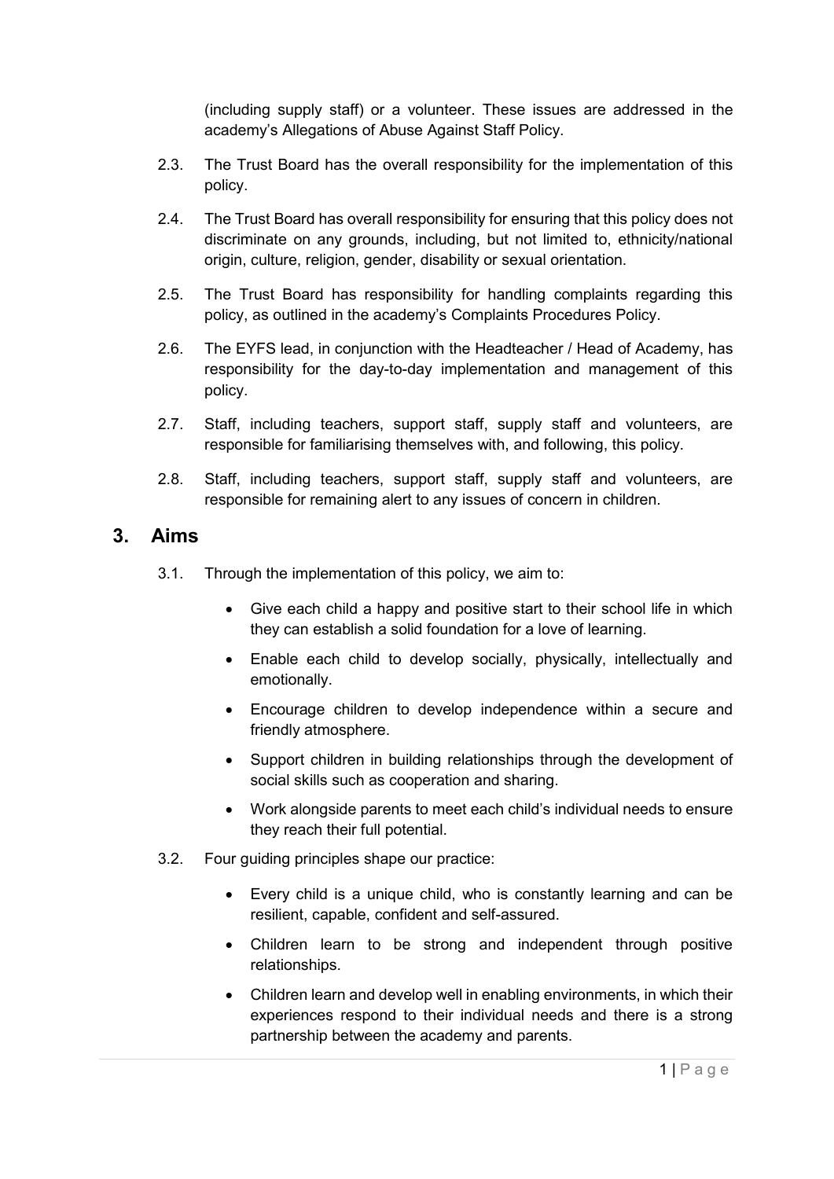(including supply staff) or a volunteer. These issues are addressed in the academy's Allegations of Abuse Against Staff Policy.

2.3. The Trust Board has the overall responsibility for the implementation of this policy.

2.4. The Trust Board has overall responsibility for ensuring that this policy does not discriminate on any grounds, including, but not limited to, ethnicity/national origin, culture, religion, gender, disability or sexual orientation.

2.5. The Trust Board has responsibility for handling complaints regarding this policy, as outlined in the academy's Complaints Procedures Policy.

2.6. The EYFS lead, in conjunction with the Headteacher / Head of Academy, has responsibility for the day-to-day implementation and management of this policy.

2.7. Staff, including teachers, support staff, supply staff and volunteers, are responsible for familiarising themselves with, and following, this policy.

2.8. Staff, including teachers, support staff, supply staff and volunteers, are responsible for remaining alert to any issues of concern in children.

## 3. Aims

3.1. Through the implementation of this policy, we aim to:

- Give each child a happy and positive start to their school life in which they can establish a solid foundation for a love of learning.
- Enable each child to develop socially, physically, intellectually and emotionally.
- Encourage children to develop independence within a secure and friendly atmosphere.
- Support children in building relationships through the development of social skills such as cooperation and sharing.
- Work alongside parents to meet each child's individual needs to ensure they reach their full potential.

3.2. Four guiding principles shape our practice:

- Every child is a unique child, who is constantly learning and can be resilient, capable, confident and self-assured.
- Children learn to be strong and independent through positive relationships.
- Children learn and develop well in enabling environments, in which their experiences respond to their individual needs and there is a strong partnership between the academy and parents.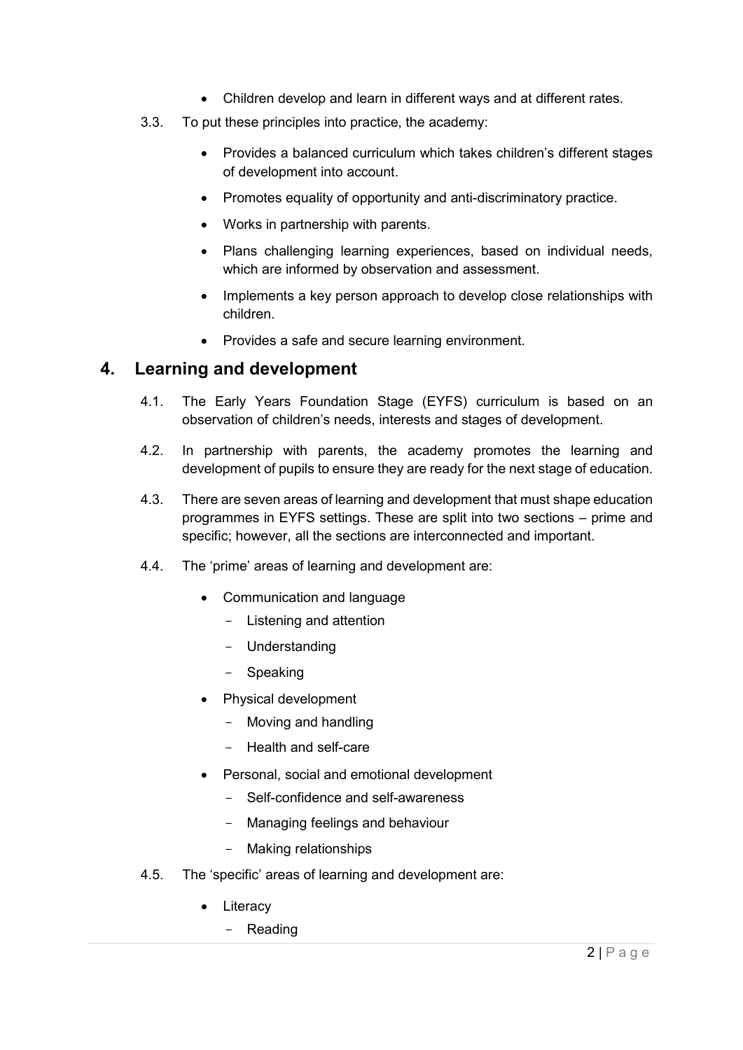- Children develop and learn in different ways and at different rates.

3.3. To put these principles into practice, the academy:

- Provides a balanced curriculum which takes children's different stages of development into account.
- Promotes equality of opportunity and anti-discriminatory practice.
- Works in partnership with parents.
- Plans challenging learning experiences, based on individual needs, which are informed by observation and assessment.
- Implements a key person approach to develop close relationships with children.
- Provides a safe and secure learning environment.

## 4. Learning and development

4.1. The Early Years Foundation Stage (EYFS) curriculum is based on an observation of children's needs, interests and stages of development.

4.2. In partnership with parents, the academy promotes the learning and development of pupils to ensure they are ready for the next stage of education.

4.3. There are seven areas of learning and development that must shape education programmes in EYFS settings. These are split into two sections – prime and specific; however, all the sections are interconnected and important.

4.4. The 'prime' areas of learning and development are:

- Communication and language
  - Listening and attention
  - Understanding
  - Speaking
- Physical development
  - Moving and handling
  - Health and self-care
- Personal, social and emotional development
  - Self-confidence and self-awareness
  - Managing feelings and behaviour
  - Making relationships

4.5. The 'specific' areas of learning and development are:

- Literacy
  - Reading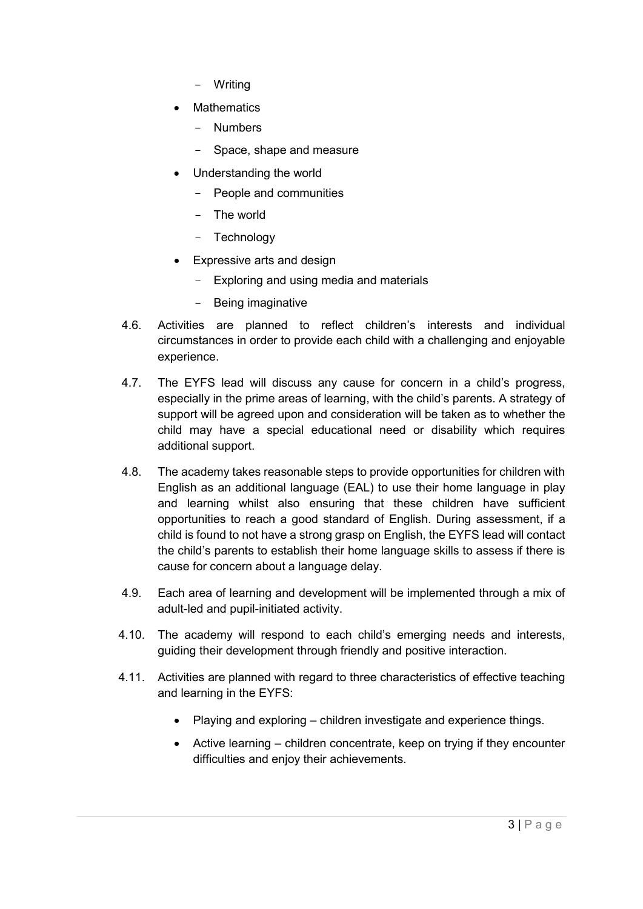- Writing
- Mathematics
  - Numbers
  - Space, shape and measure
- Understanding the world
  - People and communities
  - The world
  - Technology
- Expressive arts and design
  - Exploring and using media and materials
  - Being imaginative

4.6. Activities are planned to reflect children's interests and individual circumstances in order to provide each child with a challenging and enjoyable experience.

4.7. The EYFS lead will discuss any cause for concern in a child's progress, especially in the prime areas of learning, with the child's parents. A strategy of support will be agreed upon and consideration will be taken as to whether the child may have a special educational need or disability which requires additional support.

4.8. The academy takes reasonable steps to provide opportunities for children with English as an additional language (EAL) to use their home language in play and learning whilst also ensuring that these children have sufficient opportunities to reach a good standard of English. During assessment, if a child is found to not have a strong grasp on English, the EYFS lead will contact the child's parents to establish their home language skills to assess if there is cause for concern about a language delay.

4.9. Each area of learning and development will be implemented through a mix of adult-led and pupil-initiated activity.

4.10. The academy will respond to each child's emerging needs and interests, guiding their development through friendly and positive interaction.

4.11. Activities are planned with regard to three characteristics of effective teaching and learning in the EYFS:

- Playing and exploring – children investigate and experience things.
- Active learning – children concentrate, keep on trying if they encounter difficulties and enjoy their achievements.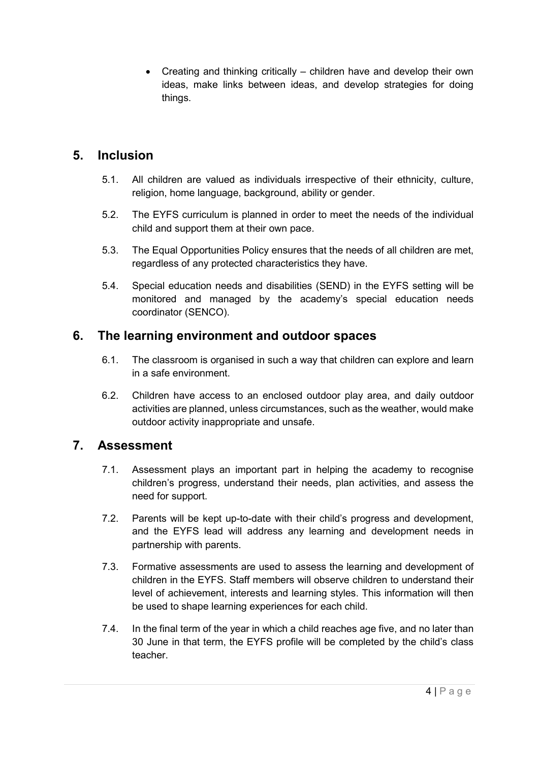- Creating and thinking critically – children have and develop their own ideas, make links between ideas, and develop strategies for doing things.

## 5. Inclusion

5.1. All children are valued as individuals irrespective of their ethnicity, culture, religion, home language, background, ability or gender.

5.2. The EYFS curriculum is planned in order to meet the needs of the individual child and support them at their own pace.

5.3. The Equal Opportunities Policy ensures that the needs of all children are met, regardless of any protected characteristics they have.

5.4. Special education needs and disabilities (SEND) in the EYFS setting will be monitored and managed by the academy's special education needs coordinator (SENCO).

## 6. The learning environment and outdoor spaces

6.1. The classroom is organised in such a way that children can explore and learn in a safe environment.

6.2. Children have access to an enclosed outdoor play area, and daily outdoor activities are planned, unless circumstances, such as the weather, would make outdoor activity inappropriate and unsafe.

## 7. Assessment

7.1. Assessment plays an important part in helping the academy to recognise children's progress, understand their needs, plan activities, and assess the need for support.

7.2. Parents will be kept up-to-date with their child's progress and development, and the EYFS lead will address any learning and development needs in partnership with parents.

7.3. Formative assessments are used to assess the learning and development of children in the EYFS. Staff members will observe children to understand their level of achievement, interests and learning styles. This information will then be used to shape learning experiences for each child.

7.4. In the final term of the year in which a child reaches age five, and no later than 30 June in that term, the EYFS profile will be completed by the child's class teacher.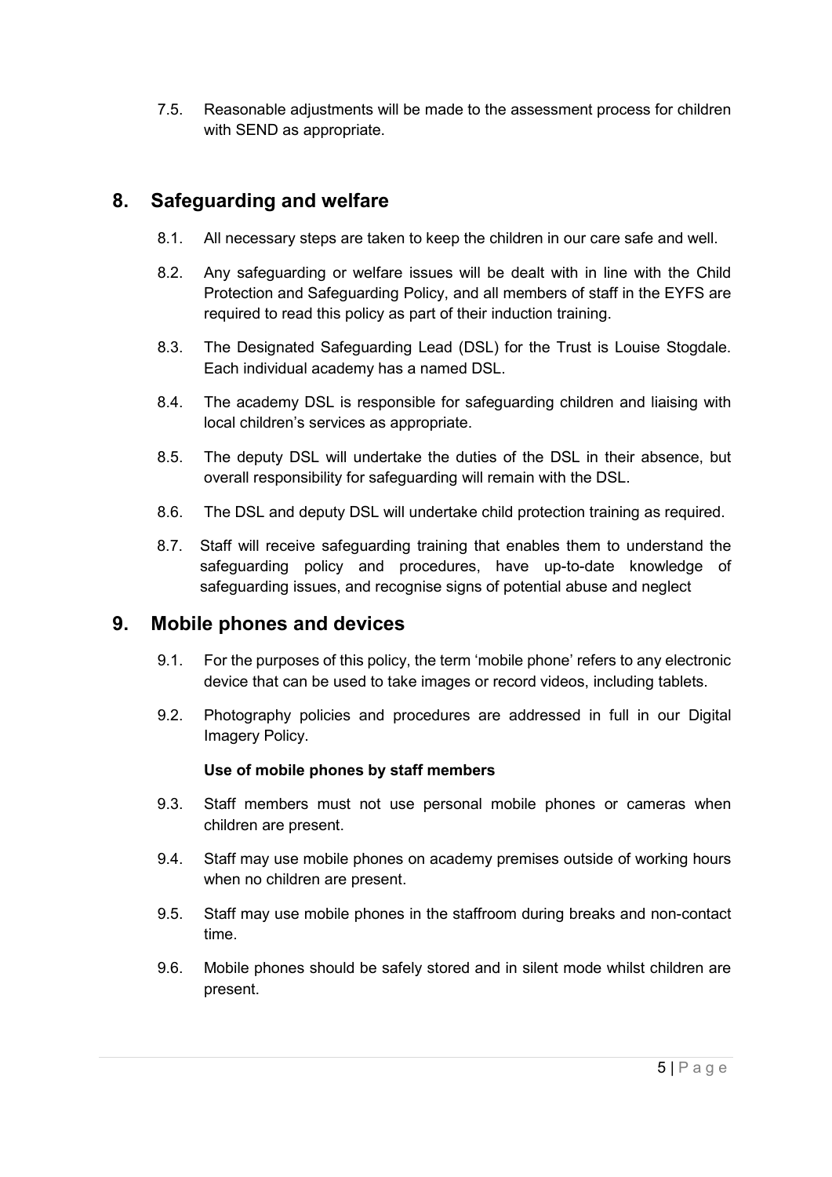7.5. Reasonable adjustments will be made to the assessment process for children with SEND as appropriate.

## 8. Safeguarding and welfare

8.1. All necessary steps are taken to keep the children in our care safe and well.

8.2. Any safeguarding or welfare issues will be dealt with in line with the Child Protection and Safeguarding Policy, and all members of staff in the EYFS are required to read this policy as part of their induction training.

8.3. The Designated Safeguarding Lead (DSL) for the Trust is Louise Stogdale. Each individual academy has a named DSL.

8.4. The academy DSL is responsible for safeguarding children and liaising with local children's services as appropriate.

8.5. The deputy DSL will undertake the duties of the DSL in their absence, but overall responsibility for safeguarding will remain with the DSL.

8.6. The DSL and deputy DSL will undertake child protection training as required.

8.7. Staff will receive safeguarding training that enables them to understand the safeguarding policy and procedures, have up-to-date knowledge of safeguarding issues, and recognise signs of potential abuse and neglect

## 9. Mobile phones and devices

9.1. For the purposes of this policy, the term 'mobile phone' refers to any electronic device that can be used to take images or record videos, including tablets.

9.2. Photography policies and procedures are addressed in full in our Digital Imagery Policy.

**Use of mobile phones by staff members**

9.3. Staff members must not use personal mobile phones or cameras when children are present.

9.4. Staff may use mobile phones on academy premises outside of working hours when no children are present.

9.5. Staff may use mobile phones in the staffroom during breaks and non-contact time.

9.6. Mobile phones should be safely stored and in silent mode whilst children are present.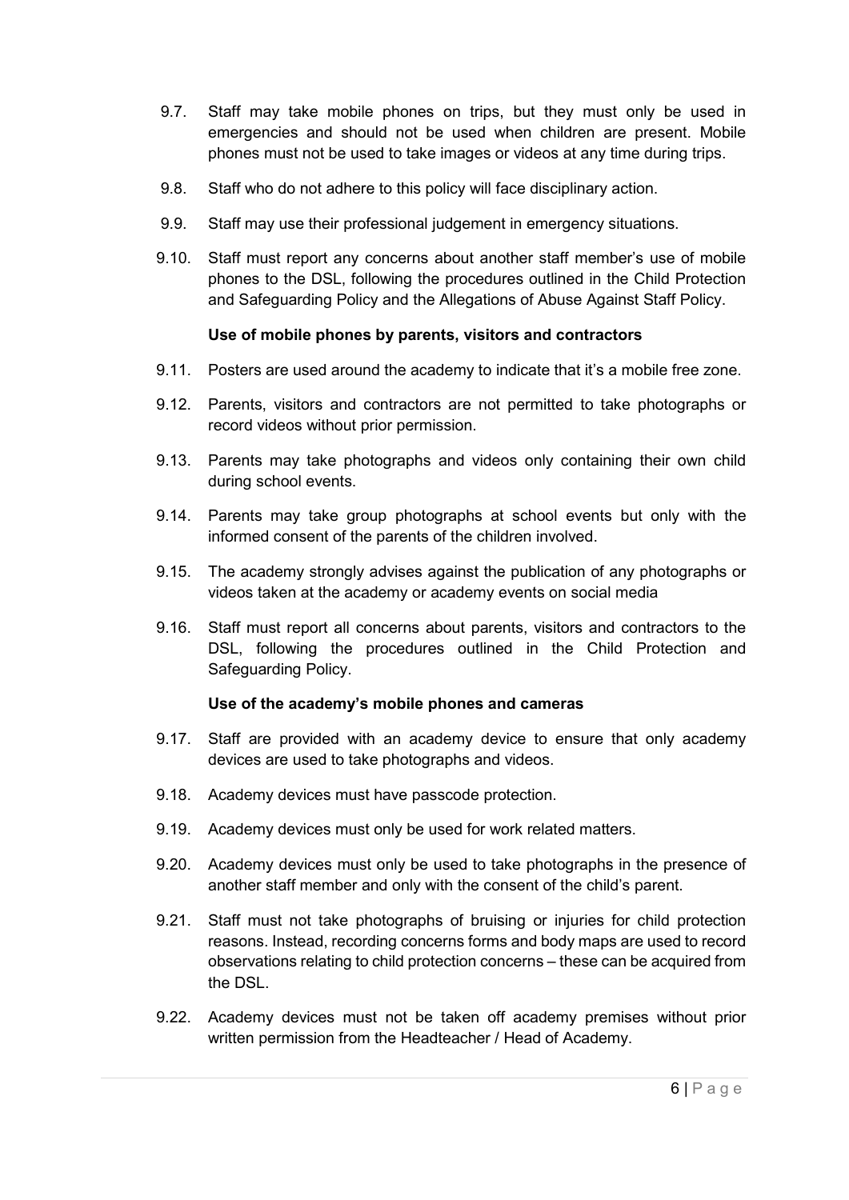9.7. Staff may take mobile phones on trips, but they must only be used in emergencies and should not be used when children are present. Mobile phones must not be used to take images or videos at any time during trips.

9.8. Staff who do not adhere to this policy will face disciplinary action.

9.9. Staff may use their professional judgement in emergency situations.

9.10. Staff must report any concerns about another staff member's use of mobile phones to the DSL, following the procedures outlined in the Child Protection and Safeguarding Policy and the Allegations of Abuse Against Staff Policy.

**Use of mobile phones by parents, visitors and contractors**

9.11. Posters are used around the academy to indicate that it's a mobile free zone.

9.12. Parents, visitors and contractors are not permitted to take photographs or record videos without prior permission.

9.13. Parents may take photographs and videos only containing their own child during school events.

9.14. Parents may take group photographs at school events but only with the informed consent of the parents of the children involved.

9.15. The academy strongly advises against the publication of any photographs or videos taken at the academy or academy events on social media

9.16. Staff must report all concerns about parents, visitors and contractors to the DSL, following the procedures outlined in the Child Protection and Safeguarding Policy.

**Use of the academy's mobile phones and cameras**

9.17. Staff are provided with an academy device to ensure that only academy devices are used to take photographs and videos.

9.18. Academy devices must have passcode protection.

9.19. Academy devices must only be used for work related matters.

9.20. Academy devices must only be used to take photographs in the presence of another staff member and only with the consent of the child's parent.

9.21. Staff must not take photographs of bruising or injuries for child protection reasons. Instead, recording concerns forms and body maps are used to record observations relating to child protection concerns – these can be acquired from the DSL.

9.22. Academy devices must not be taken off academy premises without prior written permission from the Headteacher / Head of Academy.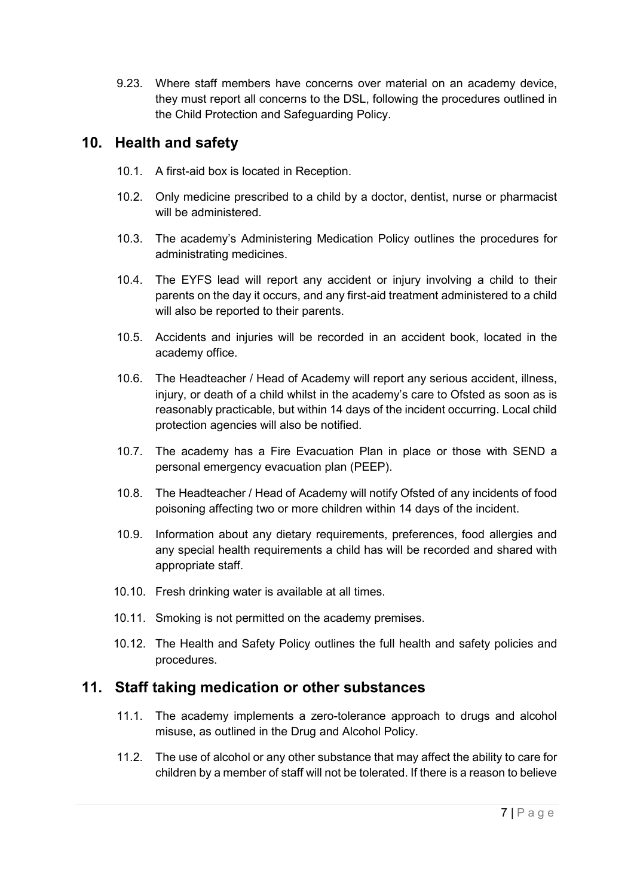9.23. Where staff members have concerns over material on an academy device, they must report all concerns to the DSL, following the procedures outlined in the Child Protection and Safeguarding Policy.

## 10. Health and safety

10.1. A first-aid box is located in Reception.

10.2. Only medicine prescribed to a child by a doctor, dentist, nurse or pharmacist will be administered.

10.3. The academy's Administering Medication Policy outlines the procedures for administrating medicines.

10.4. The EYFS lead will report any accident or injury involving a child to their parents on the day it occurs, and any first-aid treatment administered to a child will also be reported to their parents.

10.5. Accidents and injuries will be recorded in an accident book, located in the academy office.

10.6. The Headteacher / Head of Academy will report any serious accident, illness, injury, or death of a child whilst in the academy's care to Ofsted as soon as is reasonably practicable, but within 14 days of the incident occurring. Local child protection agencies will also be notified.

10.7. The academy has a Fire Evacuation Plan in place or those with SEND a personal emergency evacuation plan (PEEP).

10.8. The Headteacher / Head of Academy will notify Ofsted of any incidents of food poisoning affecting two or more children within 14 days of the incident.

10.9. Information about any dietary requirements, preferences, food allergies and any special health requirements a child has will be recorded and shared with appropriate staff.

10.10. Fresh drinking water is available at all times.

10.11. Smoking is not permitted on the academy premises.

10.12. The Health and Safety Policy outlines the full health and safety policies and procedures.

## 11. Staff taking medication or other substances

11.1. The academy implements a zero-tolerance approach to drugs and alcohol misuse, as outlined in the Drug and Alcohol Policy.

11.2. The use of alcohol or any other substance that may affect the ability to care for children by a member of staff will not be tolerated. If there is a reason to believe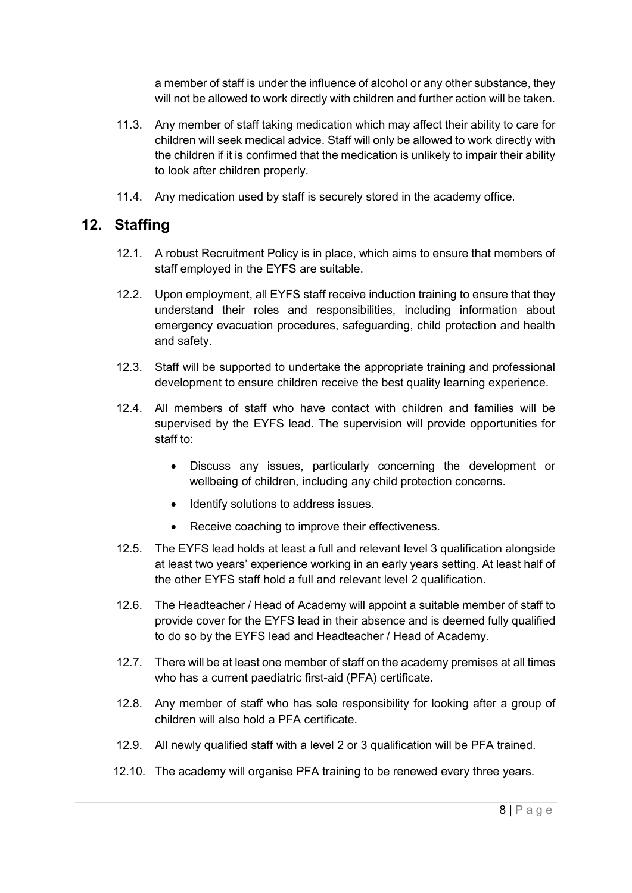a member of staff is under the influence of alcohol or any other substance, they will not be allowed to work directly with children and further action will be taken.

11.3. Any member of staff taking medication which may affect their ability to care for children will seek medical advice. Staff will only be allowed to work directly with the children if it is confirmed that the medication is unlikely to impair their ability to look after children properly.

11.4. Any medication used by staff is securely stored in the academy office.

## 12. Staffing

12.1. A robust Recruitment Policy is in place, which aims to ensure that members of staff employed in the EYFS are suitable.

12.2. Upon employment, all EYFS staff receive induction training to ensure that they understand their roles and responsibilities, including information about emergency evacuation procedures, safeguarding, child protection and health and safety.

12.3. Staff will be supported to undertake the appropriate training and professional development to ensure children receive the best quality learning experience.

12.4. All members of staff who have contact with children and families will be supervised by the EYFS lead. The supervision will provide opportunities for staff to:

- Discuss any issues, particularly concerning the development or wellbeing of children, including any child protection concerns.
- Identify solutions to address issues.
- Receive coaching to improve their effectiveness.

12.5. The EYFS lead holds at least a full and relevant level 3 qualification alongside at least two years' experience working in an early years setting. At least half of the other EYFS staff hold a full and relevant level 2 qualification.

12.6. The Headteacher / Head of Academy will appoint a suitable member of staff to provide cover for the EYFS lead in their absence and is deemed fully qualified to do so by the EYFS lead and Headteacher / Head of Academy.

12.7. There will be at least one member of staff on the academy premises at all times who has a current paediatric first-aid (PFA) certificate.

12.8. Any member of staff who has sole responsibility for looking after a group of children will also hold a PFA certificate.

12.9. All newly qualified staff with a level 2 or 3 qualification will be PFA trained.

12.10. The academy will organise PFA training to be renewed every three years.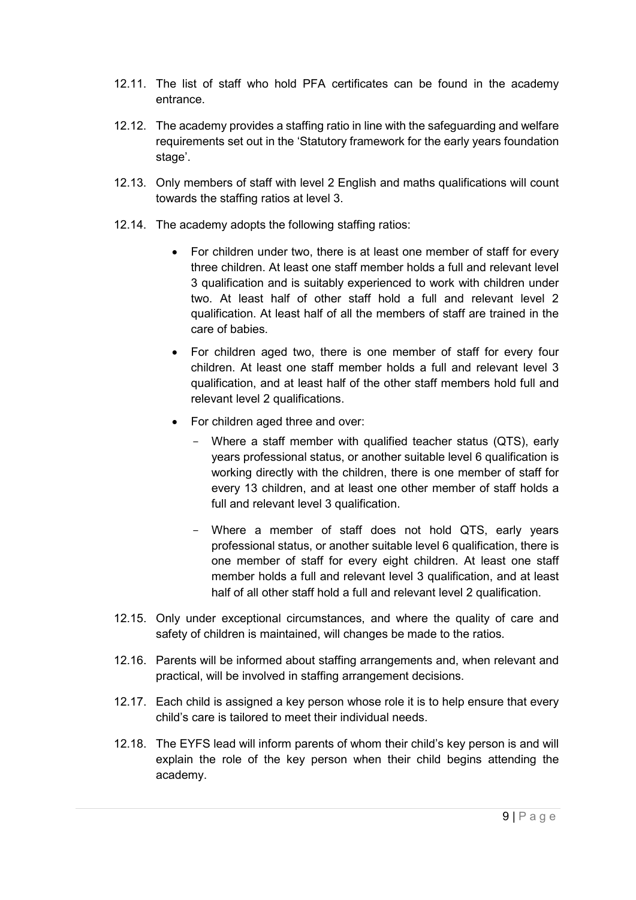12.11. The list of staff who hold PFA certificates can be found in the academy entrance.

12.12. The academy provides a staffing ratio in line with the safeguarding and welfare requirements set out in the 'Statutory framework for the early years foundation stage'.

12.13. Only members of staff with level 2 English and maths qualifications will count towards the staffing ratios at level 3.

12.14. The academy adopts the following staffing ratios:

- For children under two, there is at least one member of staff for every three children. At least one staff member holds a full and relevant level 3 qualification and is suitably experienced to work with children under two. At least half of other staff hold a full and relevant level 2 qualification. At least half of all the members of staff are trained in the care of babies.
- For children aged two, there is one member of staff for every four children. At least one staff member holds a full and relevant level 3 qualification, and at least half of the other staff members hold full and relevant level 2 qualifications.
- For children aged three and over:
  - Where a staff member with qualified teacher status (QTS), early years professional status, or another suitable level 6 qualification is working directly with the children, there is one member of staff for every 13 children, and at least one other member of staff holds a full and relevant level 3 qualification.
  - Where a member of staff does not hold QTS, early years professional status, or another suitable level 6 qualification, there is one member of staff for every eight children. At least one staff member holds a full and relevant level 3 qualification, and at least half of all other staff hold a full and relevant level 2 qualification.

12.15. Only under exceptional circumstances, and where the quality of care and safety of children is maintained, will changes be made to the ratios.

12.16. Parents will be informed about staffing arrangements and, when relevant and practical, will be involved in staffing arrangement decisions.

12.17. Each child is assigned a key person whose role it is to help ensure that every child's care is tailored to meet their individual needs.

12.18. The EYFS lead will inform parents of whom their child's key person is and will explain the role of the key person when their child begins attending the academy.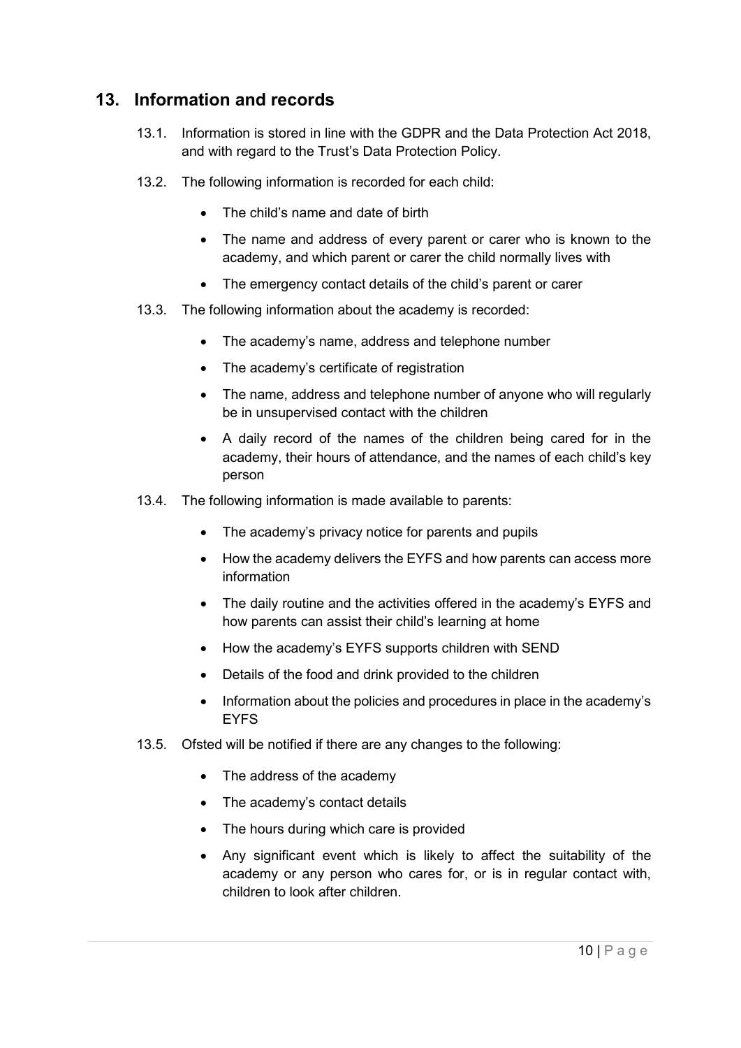## 13. Information and records

13.1. Information is stored in line with the GDPR and the Data Protection Act 2018, and with regard to the Trust's Data Protection Policy.

13.2. The following information is recorded for each child:

- The child's name and date of birth
- The name and address of every parent or carer who is known to the academy, and which parent or carer the child normally lives with
- The emergency contact details of the child's parent or carer

13.3. The following information about the academy is recorded:

- The academy's name, address and telephone number
- The academy's certificate of registration
- The name, address and telephone number of anyone who will regularly be in unsupervised contact with the children
- A daily record of the names of the children being cared for in the academy, their hours of attendance, and the names of each child's key person

13.4. The following information is made available to parents:

- The academy's privacy notice for parents and pupils
- How the academy delivers the EYFS and how parents can access more information
- The daily routine and the activities offered in the academy's EYFS and how parents can assist their child's learning at home
- How the academy's EYFS supports children with SEND
- Details of the food and drink provided to the children
- Information about the policies and procedures in place in the academy's EYFS

13.5. Ofsted will be notified if there are any changes to the following:

- The address of the academy
- The academy's contact details
- The hours during which care is provided
- Any significant event which is likely to affect the suitability of the academy or any person who cares for, or is in regular contact with, children to look after children.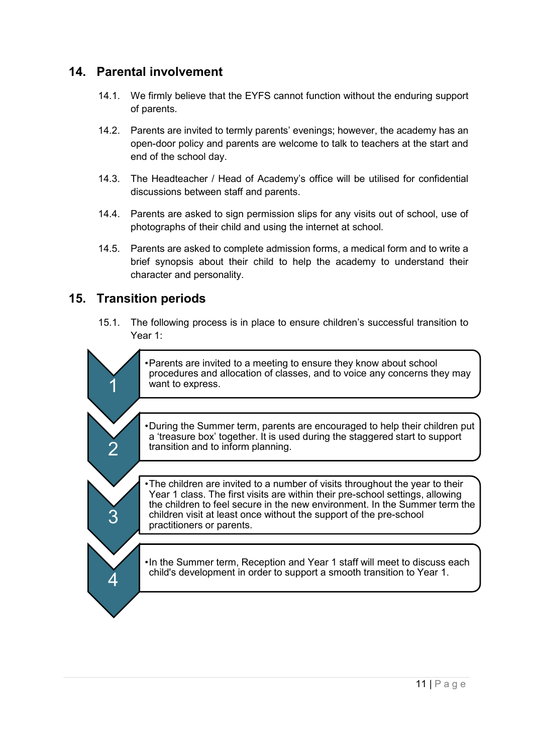## 14. Parental involvement

14.1. We firmly believe that the EYFS cannot function without the enduring support of parents.

14.2. Parents are invited to termly parents' evenings; however, the academy has an open-door policy and parents are welcome to talk to teachers at the start and end of the school day.

14.3. The Headteacher / Head of Academy's office will be utilised for confidential discussions between staff and parents.

14.4. Parents are asked to sign permission slips for any visits out of school, use of photographs of their child and using the internet at school.

14.5. Parents are asked to complete admission forms, a medical form and to write a brief synopsis about their child to help the academy to understand their character and personality.

## 15. Transition periods

15.1. The following process is in place to ensure children's successful transition to Year 1:

1. Parents are invited to a meeting to ensure they know about school procedures and allocation of classes, and to voice any concerns they may want to express.
2. During the Summer term, parents are encouraged to help their children put a 'treasure box' together. It is used during the staggered start to support transition and to inform planning.
3. The children are invited to a number of visits throughout the year to their Year 1 class. The first visits are within their pre-school settings, allowing the children to feel secure in the new environment. In the Summer term the children visit at least once without the support of the pre-school practitioners or parents.
4. In the Summer term, Reception and Year 1 staff will meet to discuss each child's development in order to support a smooth transition to Year 1.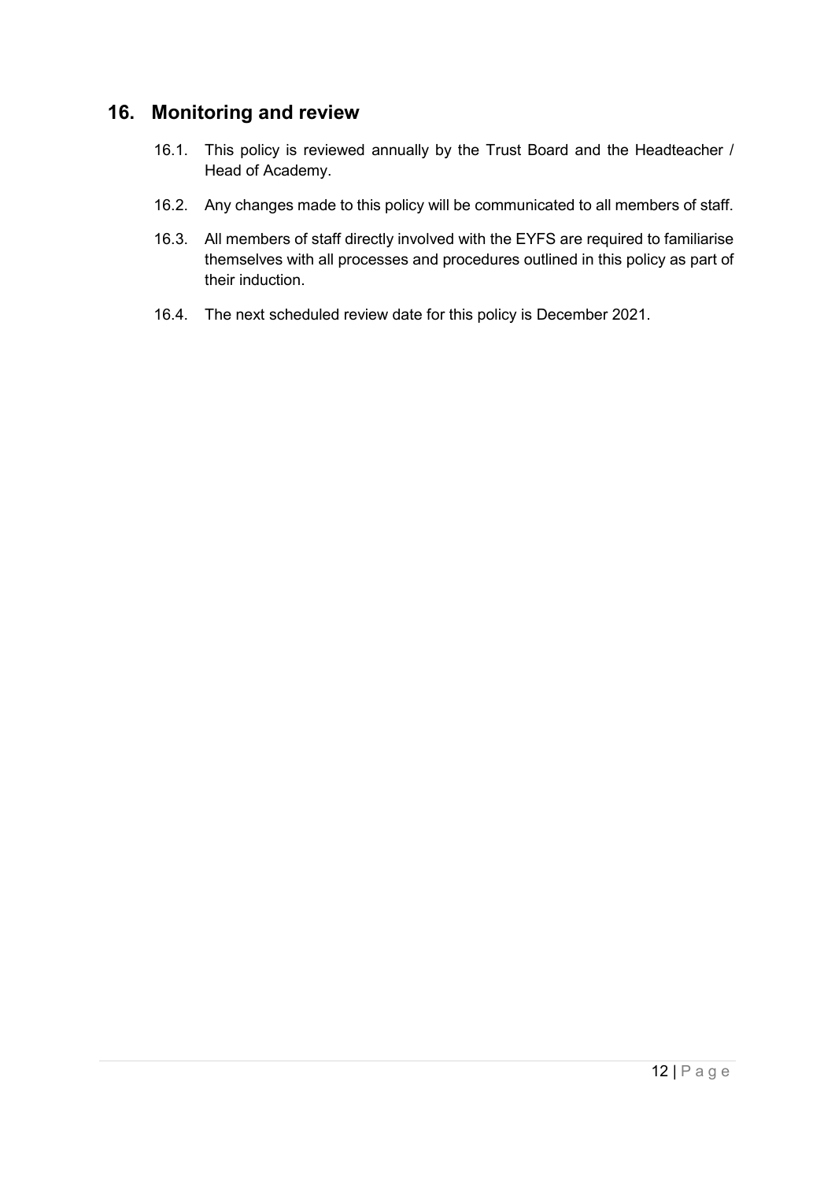## 16. Monitoring and review

16.1. This policy is reviewed annually by the Trust Board and the Headteacher / Head of Academy.

16.2. Any changes made to this policy will be communicated to all members of staff.

16.3. All members of staff directly involved with the EYFS are required to familiarise themselves with all processes and procedures outlined in this policy as part of their induction.

16.4. The next scheduled review date for this policy is December 2021.